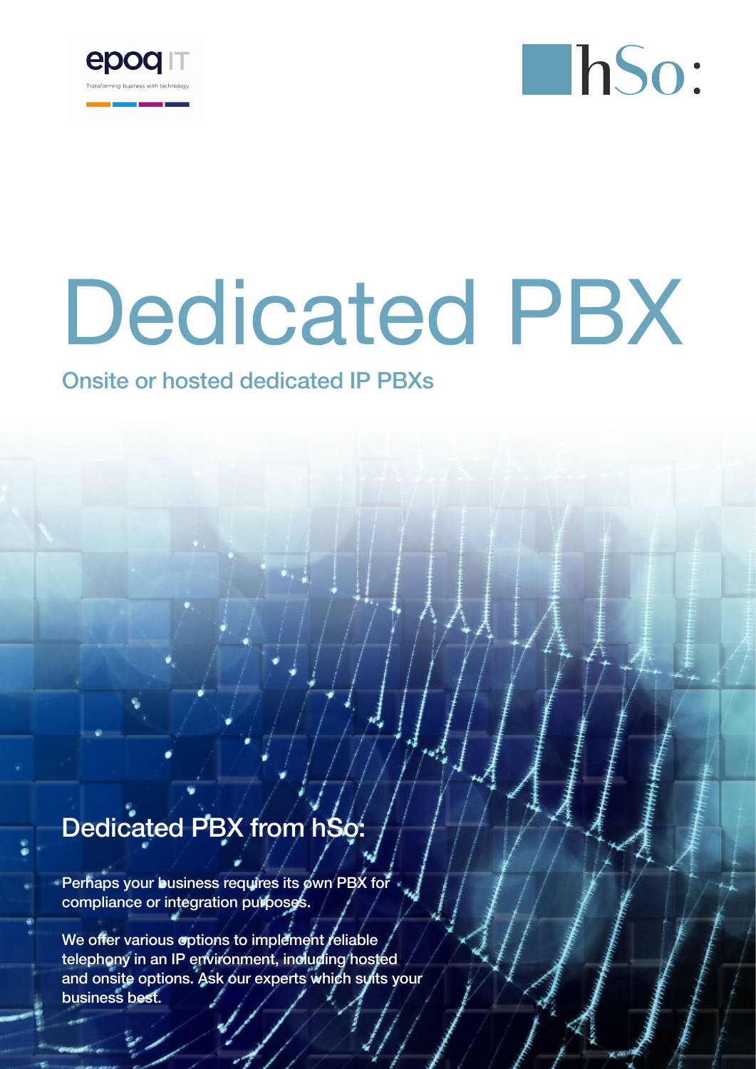epoq IT

Transforming business with technology

hSo:

# Dedicated PBX

## Onsite or hosted dedicated IP PBXs

## Dedicated PBX from hSo:

Perhaps your business requires its own PBX for compliance or integration purposes.

We offer various options to implement reliable telephony in an IP environment, including hosted and onsite options. Ask our experts which suits your business best.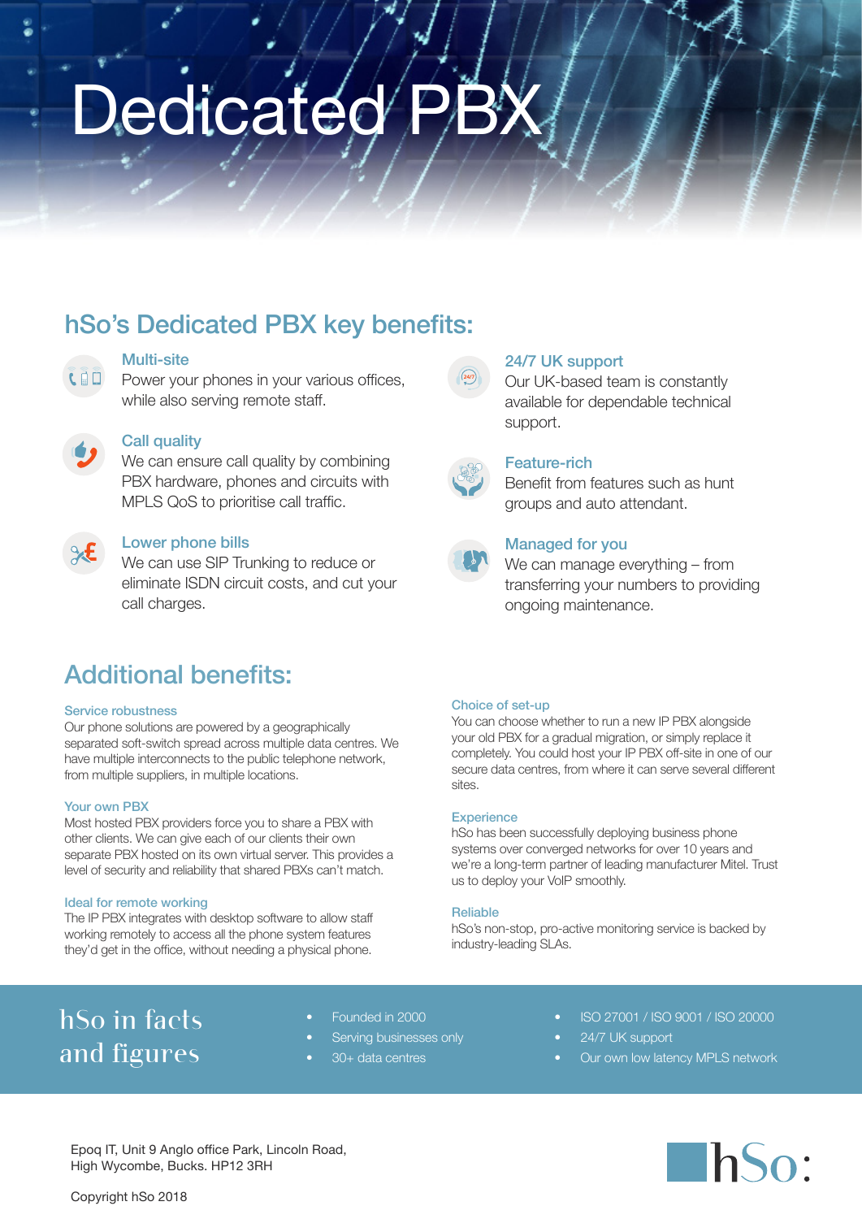# Dedicated PBX

## hSo's Dedicated PBX key benefits:

### Multi-site
Power your phones in your various offices, while also serving remote staff.

### Call quality
We can ensure call quality by combining PBX hardware, phones and circuits with MPLS QoS to prioritise call traffic.

### Lower phone bills
We can use SIP Trunking to reduce or eliminate ISDN circuit costs, and cut your call charges.

### 24/7 UK support
Our UK-based team is constantly available for dependable technical support.

### Feature-rich
Benefit from features such as hunt groups and auto attendant.

### Managed for you
We can manage everything – from transferring your numbers to providing ongoing maintenance.

## Additional benefits:

### Service robustness
Our phone solutions are powered by a geographically separated soft-switch spread across multiple data centres. We have multiple interconnects to the public telephone network, from multiple suppliers, in multiple locations.

### Your own PBX
Most hosted PBX providers force you to share a PBX with other clients. We can give each of our clients their own separate PBX hosted on its own virtual server. This provides a level of security and reliability that shared PBXs can't match.

### Ideal for remote working
The IP PBX integrates with desktop software to allow staff working remotely to access all the phone system features they'd get in the office, without needing a physical phone.

### Choice of set-up
You can choose whether to run a new IP PBX alongside your old PBX for a gradual migration, or simply replace it completely. You could host your IP PBX off-site in one of our secure data centres, from where it can serve several different sites.

### Experience
hSo has been successfully deploying business phone systems over converged networks for over 10 years and we're a long-term partner of leading manufacturer Mitel. Trust us to deploy your VoIP smoothly.

### Reliable
hSo's non-stop, pro-active monitoring service is backed by industry-leading SLAs.

## hSo in facts and figures

- Founded in 2000
- Serving businesses only
- 30+ data centres
- ISO 27001 / ISO 9001 / ISO 20000
- 24/7 UK support
- Our own low latency MPLS network

Epoq IT, Unit 9 Anglo office Park, Lincoln Road,
High Wycombe, Bucks. HP12 3RH

hSo:

Copyright hSo 2018